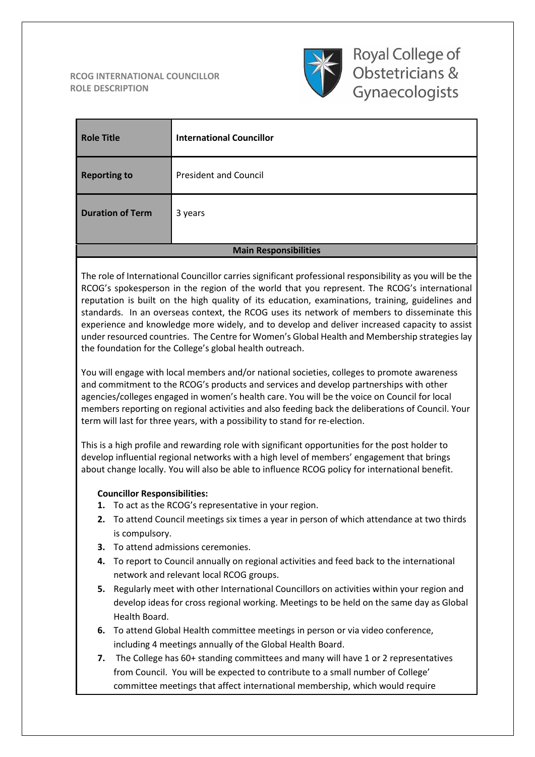**RCOG INTERNATIONAL COUNCILLOR**
**ROLE DESCRIPTION**

Royal College of Obstetricians & Gynaecologists

| **Role Title** | **International Councillor** |
|---|---|
| **Reporting to** | President and Council |
| **Duration of Term** | 3 years |

**Main Responsibilities**

The role of International Councillor carries significant professional responsibility as you will be the RCOG's spokesperson in the region of the world that you represent. The RCOG's international reputation is built on the high quality of its education, examinations, training, guidelines and standards. In an overseas context, the RCOG uses its network of members to disseminate this experience and knowledge more widely, and to develop and deliver increased capacity to assist under resourced countries. The Centre for Women's Global Health and Membership strategies lay the foundation for the College's global health outreach.

You will engage with local members and/or national societies, colleges to promote awareness and commitment to the RCOG's products and services and develop partnerships with other agencies/colleges engaged in women's health care. You will be the voice on Council for local members reporting on regional activities and also feeding back the deliberations of Council. Your term will last for three years, with a possibility to stand for re-election.

This is a high profile and rewarding role with significant opportunities for the post holder to develop influential regional networks with a high level of members' engagement that brings about change locally. You will also be able to influence RCOG policy for international benefit.

**Councillor Responsibilities:**

1. To act as the RCOG's representative in your region.
2. To attend Council meetings six times a year in person of which attendance at two thirds is compulsory.
3. To attend admissions ceremonies.
4. To report to Council annually on regional activities and feed back to the international network and relevant local RCOG groups.
5. Regularly meet with other International Councillors on activities within your region and develop ideas for cross regional working. Meetings to be held on the same day as Global Health Board.
6. To attend Global Health committee meetings in person or via video conference, including 4 meetings annually of the Global Health Board.
7. The College has 60+ standing committees and many will have 1 or 2 representatives from Council. You will be expected to contribute to a small number of College' committee meetings that affect international membership, which would require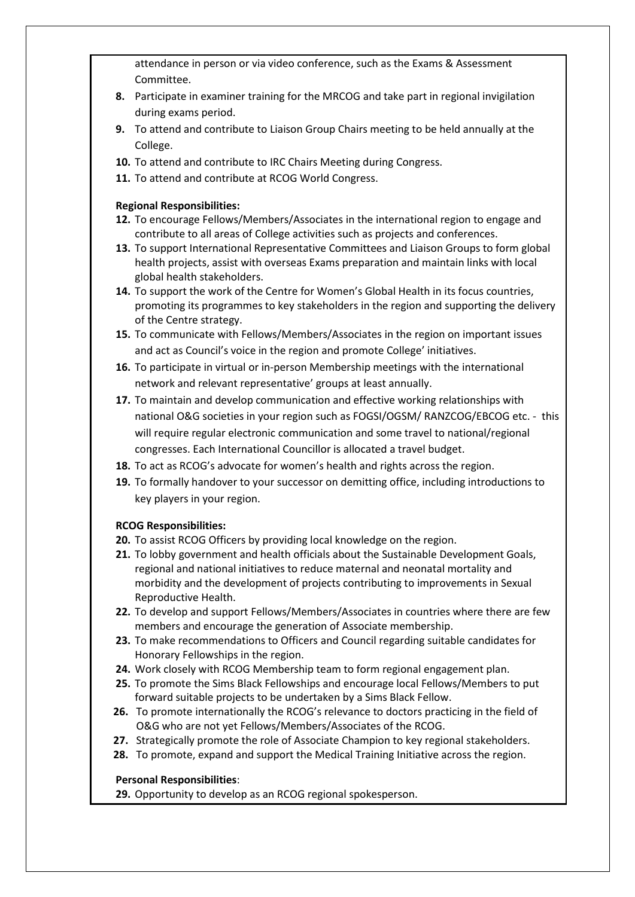attendance in person or via video conference, such as the Exams & Assessment Committee.

8. Participate in examiner training for the MRCOG and take part in regional invigilation during exams period.
9. To attend and contribute to Liaison Group Chairs meeting to be held annually at the College.
10. To attend and contribute to IRC Chairs Meeting during Congress.
11. To attend and contribute at RCOG World Congress.

**Regional Responsibilities:**

12. To encourage Fellows/Members/Associates in the international region to engage and contribute to all areas of College activities such as projects and conferences.
13. To support International Representative Committees and Liaison Groups to form global health projects, assist with overseas Exams preparation and maintain links with local global health stakeholders.
14. To support the work of the Centre for Women's Global Health in its focus countries, promoting its programmes to key stakeholders in the region and supporting the delivery of the Centre strategy.
15. To communicate with Fellows/Members/Associates in the region on important issues and act as Council's voice in the region and promote College' initiatives.
16. To participate in virtual or in-person Membership meetings with the international network and relevant representative' groups at least annually.
17. To maintain and develop communication and effective working relationships with national O&G societies in your region such as FOGSI/OGSM/ RANZCOG/EBCOG etc. - this will require regular electronic communication and some travel to national/regional congresses. Each International Councillor is allocated a travel budget.
18. To act as RCOG's advocate for women's health and rights across the region.
19. To formally handover to your successor on demitting office, including introductions to key players in your region.

**RCOG Responsibilities:**

20. To assist RCOG Officers by providing local knowledge on the region.
21. To lobby government and health officials about the Sustainable Development Goals, regional and national initiatives to reduce maternal and neonatal mortality and morbidity and the development of projects contributing to improvements in Sexual Reproductive Health.
22. To develop and support Fellows/Members/Associates in countries where there are few members and encourage the generation of Associate membership.
23. To make recommendations to Officers and Council regarding suitable candidates for Honorary Fellowships in the region.
24. Work closely with RCOG Membership team to form regional engagement plan.
25. To promote the Sims Black Fellowships and encourage local Fellows/Members to put forward suitable projects to be undertaken by a Sims Black Fellow.
26. To promote internationally the RCOG's relevance to doctors practicing in the field of O&G who are not yet Fellows/Members/Associates of the RCOG.
27. Strategically promote the role of Associate Champion to key regional stakeholders.
28. To promote, expand and support the Medical Training Initiative across the region.

**Personal Responsibilities**:

29. Opportunity to develop as an RCOG regional spokesperson.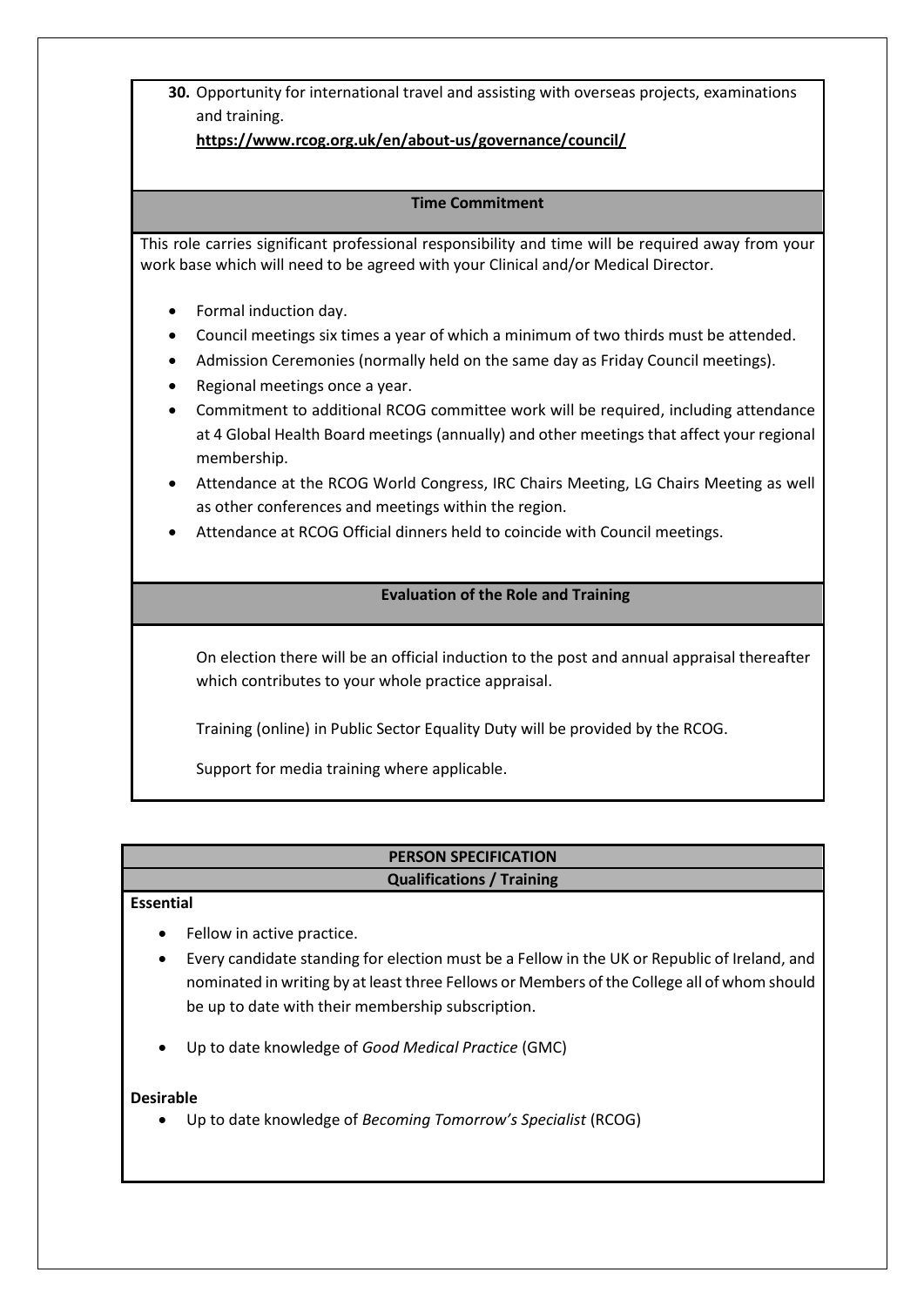30. Opportunity for international travel and assisting with overseas projects, examinations and training.
    **https://www.rcog.org.uk/en/about-us/governance/council/**

## Time Commitment

This role carries significant professional responsibility and time will be required away from your work base which will need to be agreed with your Clinical and/or Medical Director.

- Formal induction day.
- Council meetings six times a year of which a minimum of two thirds must be attended.
- Admission Ceremonies (normally held on the same day as Friday Council meetings).
- Regional meetings once a year.
- Commitment to additional RCOG committee work will be required, including attendance at 4 Global Health Board meetings (annually) and other meetings that affect your regional membership.
- Attendance at the RCOG World Congress, IRC Chairs Meeting, LG Chairs Meeting as well as other conferences and meetings within the region.
- Attendance at RCOG Official dinners held to coincide with Council meetings.

## Evaluation of the Role and Training

On election there will be an official induction to the post and annual appraisal thereafter which contributes to your whole practice appraisal.

Training (online) in Public Sector Equality Duty will be provided by the RCOG.

Support for media training where applicable.

## PERSON SPECIFICATION

### Qualifications / Training

**Essential**

- Fellow in active practice.
- Every candidate standing for election must be a Fellow in the UK or Republic of Ireland, and nominated in writing by at least three Fellows or Members of the College all of whom should be up to date with their membership subscription.
- Up to date knowledge of *Good Medical Practice* (GMC)

**Desirable**

- Up to date knowledge of *Becoming Tomorrow's Specialist* (RCOG)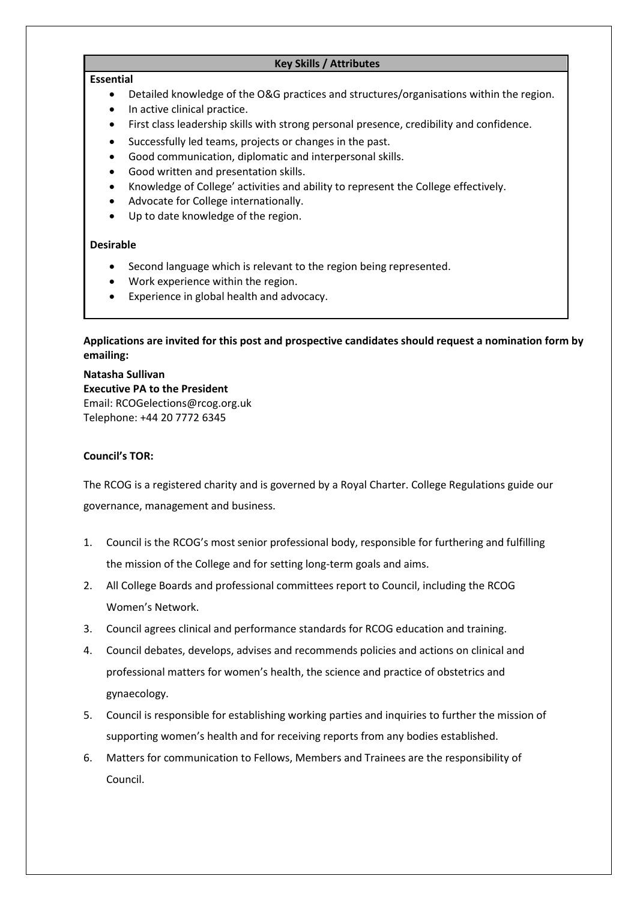## Key Skills / Attributes

**Essential**

- Detailed knowledge of the O&G practices and structures/organisations within the region.
- In active clinical practice.
- First class leadership skills with strong personal presence, credibility and confidence.
- Successfully led teams, projects or changes in the past.
- Good communication, diplomatic and interpersonal skills.
- Good written and presentation skills.
- Knowledge of College' activities and ability to represent the College effectively.
- Advocate for College internationally.
- Up to date knowledge of the region.

**Desirable**

- Second language which is relevant to the region being represented.
- Work experience within the region.
- Experience in global health and advocacy.

**Applications are invited for this post and prospective candidates should request a nomination form by emailing:**

**Natasha Sullivan**
**Executive PA to the President**
Email: RCOGelections@rcog.org.uk
Telephone: +44 20 7772 6345

**Council's TOR:**

The RCOG is a registered charity and is governed by a Royal Charter. College Regulations guide our governance, management and business.

1. Council is the RCOG's most senior professional body, responsible for furthering and fulfilling the mission of the College and for setting long-term goals and aims.
2. All College Boards and professional committees report to Council, including the RCOG Women's Network.
3. Council agrees clinical and performance standards for RCOG education and training.
4. Council debates, develops, advises and recommends policies and actions on clinical and professional matters for women's health, the science and practice of obstetrics and gynaecology.
5. Council is responsible for establishing working parties and inquiries to further the mission of supporting women's health and for receiving reports from any bodies established.
6. Matters for communication to Fellows, Members and Trainees are the responsibility of Council.